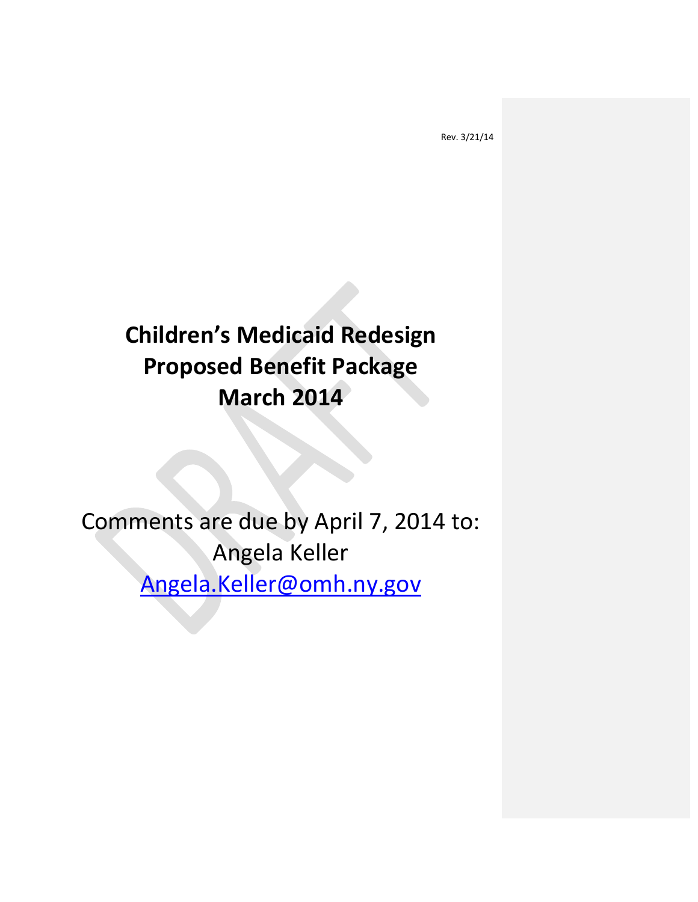Rev. 3/21/14

# Children's Medicaid Redesign Proposed Benefit Package March 2014

Comments are due by April 7, 2014 to:
Angela Keller
Angela.Keller@omh.ny.gov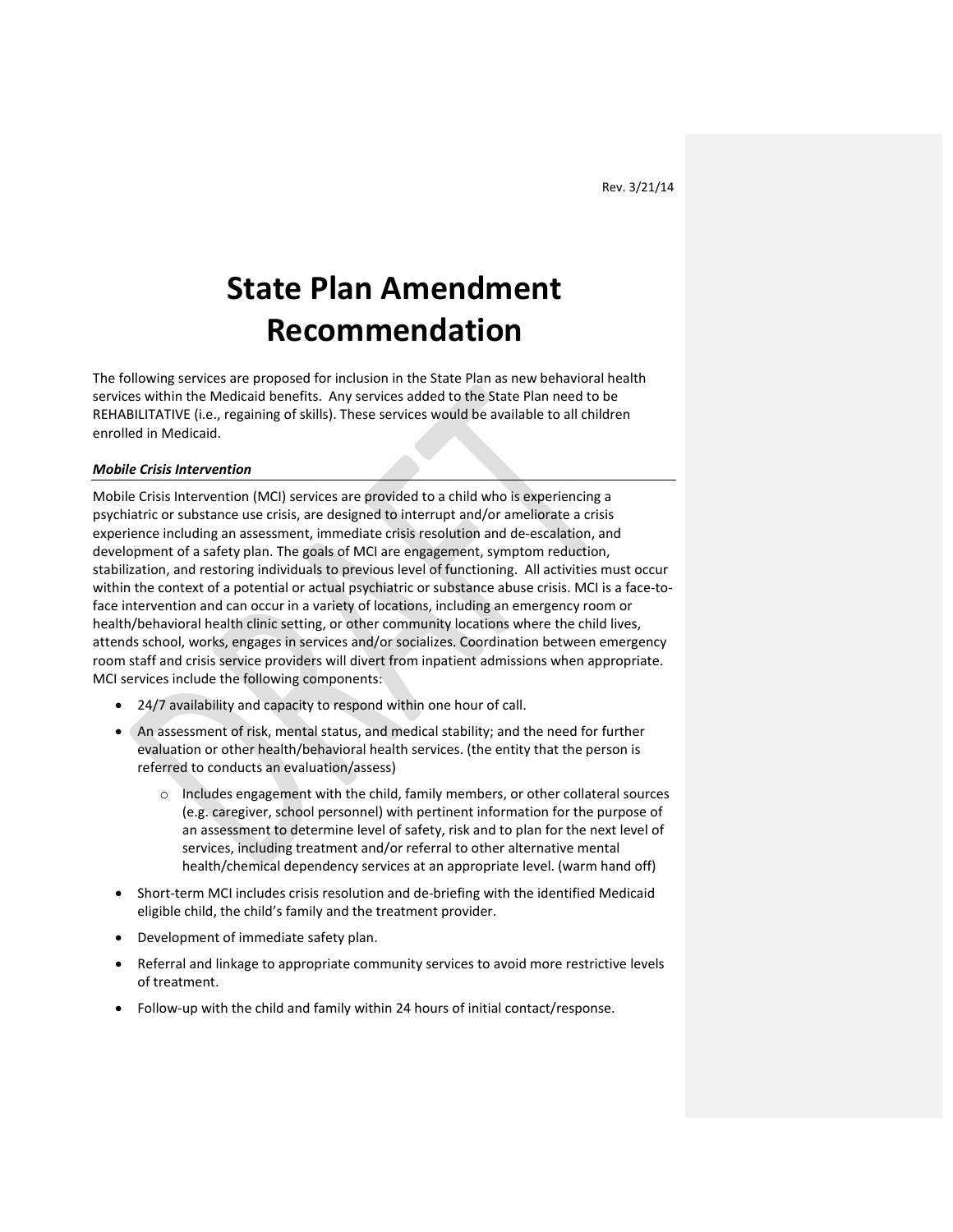Rev. 3/21/14

# State Plan Amendment Recommendation

The following services are proposed for inclusion in the State Plan as new behavioral health services within the Medicaid benefits. Any services added to the State Plan need to be REHABILITATIVE (i.e., regaining of skills). These services would be available to all children enrolled in Medicaid.

### ***Mobile Crisis Intervention***

Mobile Crisis Intervention (MCI) services are provided to a child who is experiencing a psychiatric or substance use crisis, are designed to interrupt and/or ameliorate a crisis experience including an assessment, immediate crisis resolution and de-escalation, and development of a safety plan. The goals of MCI are engagement, symptom reduction, stabilization, and restoring individuals to previous level of functioning. All activities must occur within the context of a potential or actual psychiatric or substance abuse crisis. MCI is a face-to-face intervention and can occur in a variety of locations, including an emergency room or health/behavioral health clinic setting, or other community locations where the child lives, attends school, works, engages in services and/or socializes. Coordination between emergency room staff and crisis service providers will divert from inpatient admissions when appropriate. MCI services include the following components:

- 24/7 availability and capacity to respond within one hour of call.
- An assessment of risk, mental status, and medical stability; and the need for further evaluation or other health/behavioral health services. (the entity that the person is referred to conducts an evaluation/assess)
  - Includes engagement with the child, family members, or other collateral sources (e.g. caregiver, school personnel) with pertinent information for the purpose of an assessment to determine level of safety, risk and to plan for the next level of services, including treatment and/or referral to other alternative mental health/chemical dependency services at an appropriate level. (warm hand off)
- Short-term MCI includes crisis resolution and de-briefing with the identified Medicaid eligible child, the child's family and the treatment provider.
- Development of immediate safety plan.
- Referral and linkage to appropriate community services to avoid more restrictive levels of treatment.
- Follow-up with the child and family within 24 hours of initial contact/response.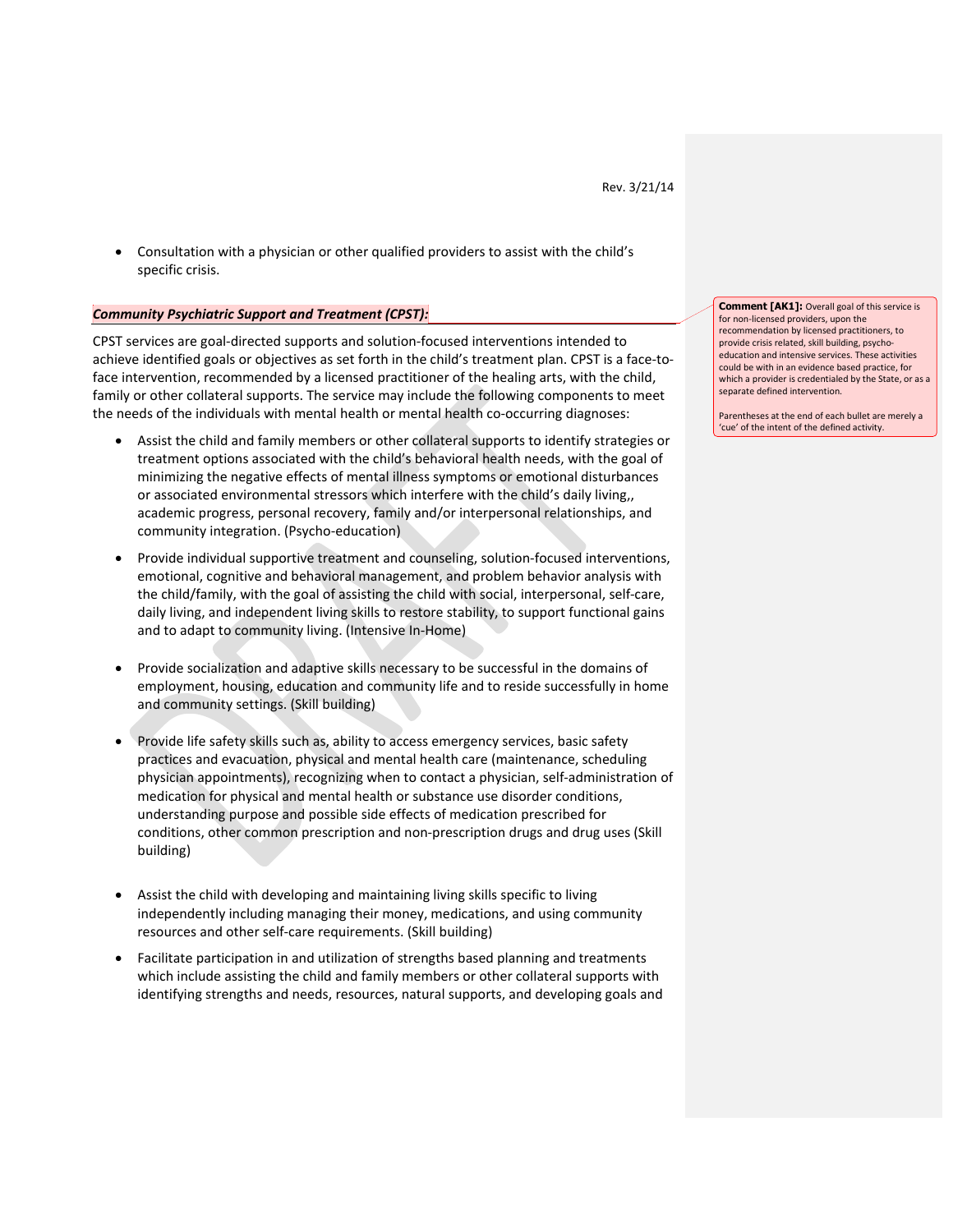- Consultation with a physician or other qualified providers to assist with the child's specific crisis.

***Community Psychiatric Support and Treatment (CPST):***

CPST services are goal-directed supports and solution-focused interventions intended to achieve identified goals or objectives as set forth in the child's treatment plan. CPST is a face-to-face intervention, recommended by a licensed practitioner of the healing arts, with the child, family or other collateral supports. The service may include the following components to meet the needs of the individuals with mental health or mental health co-occurring diagnoses:

- Assist the child and family members or other collateral supports to identify strategies or treatment options associated with the child's behavioral health needs, with the goal of minimizing the negative effects of mental illness symptoms or emotional disturbances or associated environmental stressors which interfere with the child's daily living,, academic progress, personal recovery, family and/or interpersonal relationships, and community integration. (Psycho-education)

- Provide individual supportive treatment and counseling, solution-focused interventions, emotional, cognitive and behavioral management, and problem behavior analysis with the child/family, with the goal of assisting the child with social, interpersonal, self-care, daily living, and independent living skills to restore stability, to support functional gains and to adapt to community living. (Intensive In-Home)

- Provide socialization and adaptive skills necessary to be successful in the domains of employment, housing, education and community life and to reside successfully in home and community settings. (Skill building)

- Provide life safety skills such as, ability to access emergency services, basic safety practices and evacuation, physical and mental health care (maintenance, scheduling physician appointments), recognizing when to contact a physician, self-administration of medication for physical and mental health or substance use disorder conditions, understanding purpose and possible side effects of medication prescribed for conditions, other common prescription and non-prescription drugs and drug uses (Skill building)

- Assist the child with developing and maintaining living skills specific to living independently including managing their money, medications, and using community resources and other self-care requirements. (Skill building)

- Facilitate participation in and utilization of strengths based planning and treatments which include assisting the child and family members or other collateral supports with identifying strengths and needs, resources, natural supports, and developing goals and

**Comment [AK1]:** Overall goal of this service is for non-licensed providers, upon the recommendation by licensed practitioners, to provide crisis related, skill building, psycho-education and intensive services. These activities could be with in an evidence based practice, for which a provider is credentialed by the State, or as a separate defined intervention.

Parentheses at the end of each bullet are merely a 'cue' of the intent of the defined activity.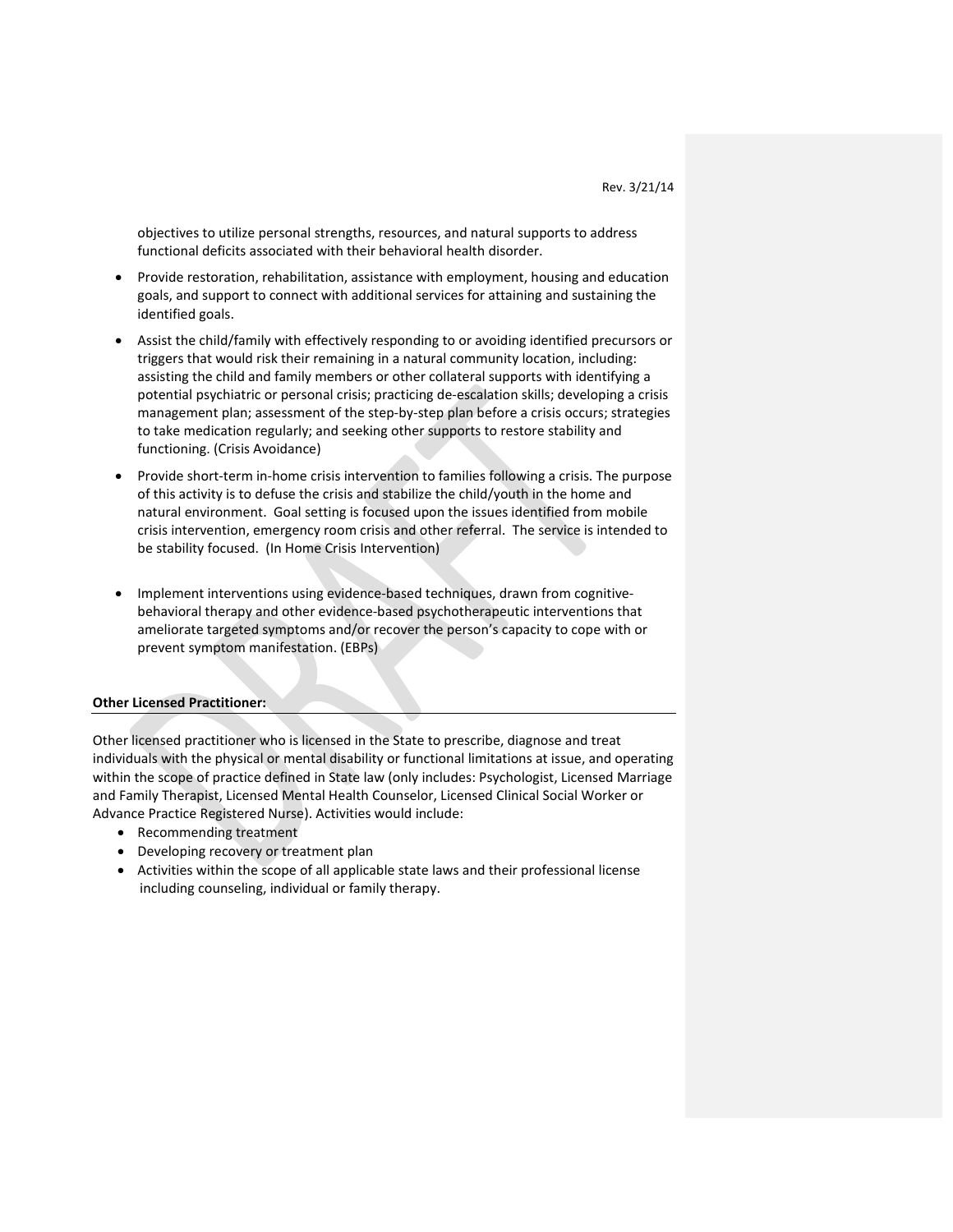objectives to utilize personal strengths, resources, and natural supports to address functional deficits associated with their behavioral health disorder.

- Provide restoration, rehabilitation, assistance with employment, housing and education goals, and support to connect with additional services for attaining and sustaining the identified goals.
- Assist the child/family with effectively responding to or avoiding identified precursors or triggers that would risk their remaining in a natural community location, including: assisting the child and family members or other collateral supports with identifying a potential psychiatric or personal crisis; practicing de-escalation skills; developing a crisis management plan; assessment of the step-by-step plan before a crisis occurs; strategies to take medication regularly; and seeking other supports to restore stability and functioning. (Crisis Avoidance)
- Provide short-term in-home crisis intervention to families following a crisis. The purpose of this activity is to defuse the crisis and stabilize the child/youth in the home and natural environment. Goal setting is focused upon the issues identified from mobile crisis intervention, emergency room crisis and other referral. The service is intended to be stability focused. (In Home Crisis Intervention)
- Implement interventions using evidence-based techniques, drawn from cognitive-behavioral therapy and other evidence-based psychotherapeutic interventions that ameliorate targeted symptoms and/or recover the person's capacity to cope with or prevent symptom manifestation. (EBPs)

**Other Licensed Practitioner:**

Other licensed practitioner who is licensed in the State to prescribe, diagnose and treat individuals with the physical or mental disability or functional limitations at issue, and operating within the scope of practice defined in State law (only includes: Psychologist, Licensed Marriage and Family Therapist, Licensed Mental Health Counselor, Licensed Clinical Social Worker or Advance Practice Registered Nurse). Activities would include:

- Recommending treatment
- Developing recovery or treatment plan
- Activities within the scope of all applicable state laws and their professional license including counseling, individual or family therapy.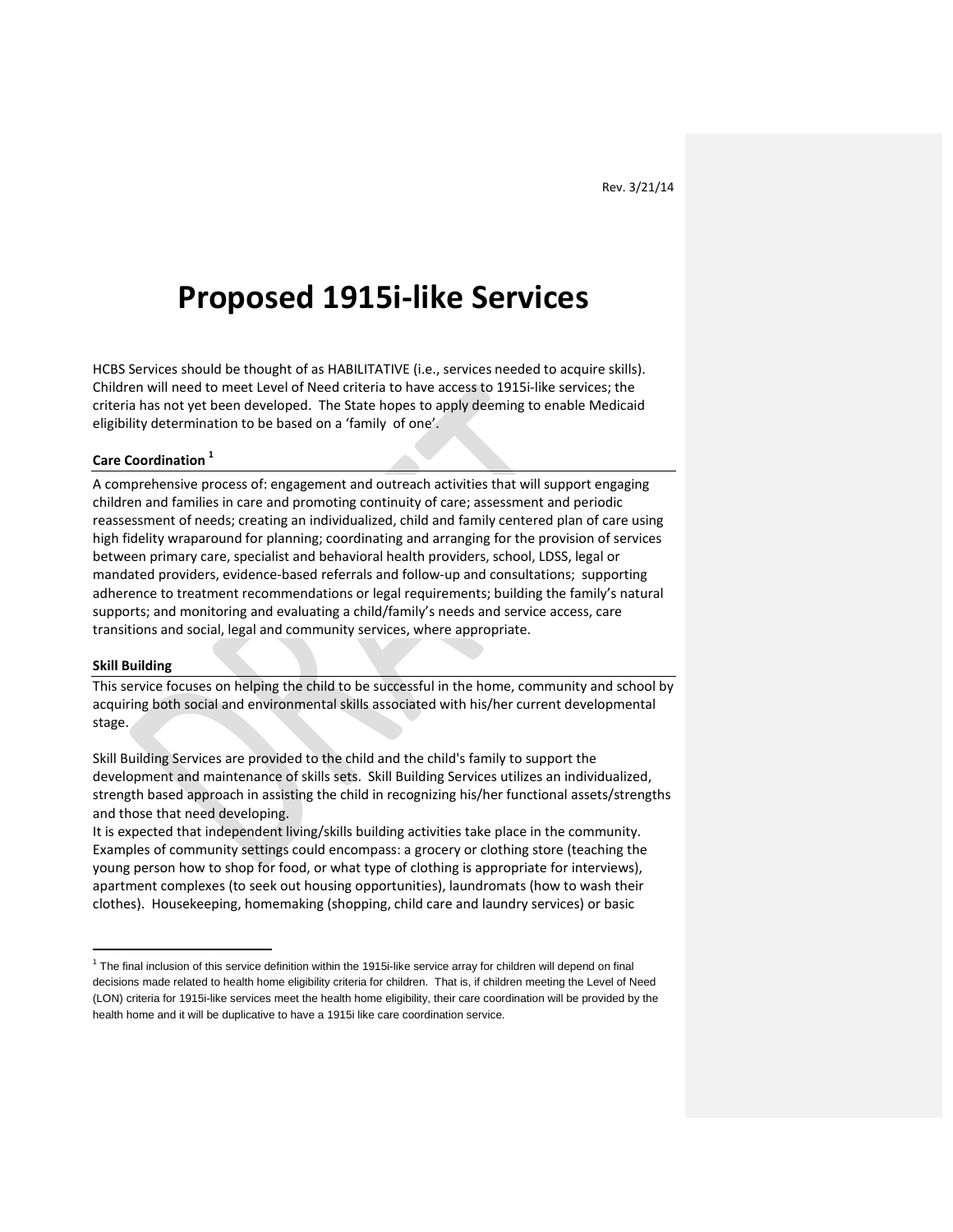Rev. 3/21/14

# Proposed 1915i-like Services

HCBS Services should be thought of as HABILITATIVE (i.e., services needed to acquire skills). Children will need to meet Level of Need criteria to have access to 1915i-like services; the criteria has not yet been developed. The State hopes to apply deeming to enable Medicaid eligibility determination to be based on a 'family of one'.

### Care Coordination [1]

A comprehensive process of: engagement and outreach activities that will support engaging children and families in care and promoting continuity of care; assessment and periodic reassessment of needs; creating an individualized, child and family centered plan of care using high fidelity wraparound for planning; coordinating and arranging for the provision of services between primary care, specialist and behavioral health providers, school, LDSS, legal or mandated providers, evidence-based referrals and follow-up and consultations; supporting adherence to treatment recommendations or legal requirements; building the family's natural supports; and monitoring and evaluating a child/family's needs and service access, care transitions and social, legal and community services, where appropriate.

### Skill Building

This service focuses on helping the child to be successful in the home, community and school by acquiring both social and environmental skills associated with his/her current developmental stage.

Skill Building Services are provided to the child and the child's family to support the development and maintenance of skills sets. Skill Building Services utilizes an individualized, strength based approach in assisting the child in recognizing his/her functional assets/strengths and those that need developing.

It is expected that independent living/skills building activities take place in the community. Examples of community settings could encompass: a grocery or clothing store (teaching the young person how to shop for food, or what type of clothing is appropriate for interviews), apartment complexes (to seek out housing opportunities), laundromats (how to wash their clothes). Housekeeping, homemaking (shopping, child care and laundry services) or basic

---

[1] The final inclusion of this service definition within the 1915i-like service array for children will depend on final decisions made related to health home eligibility criteria for children. That is, if children meeting the Level of Need (LON) criteria for 1915i-like services meet the health home eligibility, their care coordination will be provided by the health home and it will be duplicative to have a 1915i like care coordination service.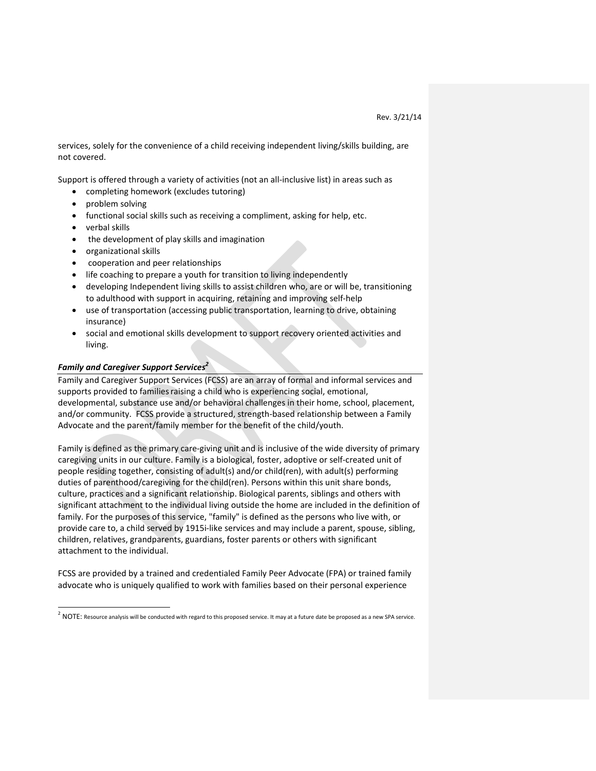services, solely for the convenience of a child receiving independent living/skills building, are not covered.

Support is offered through a variety of activities (not an all-inclusive list) in areas such as

- completing homework (excludes tutoring)
- problem solving
- functional social skills such as receiving a compliment, asking for help, etc.
- verbal skills
- the development of play skills and imagination
- organizational skills
- cooperation and peer relationships
- life coaching to prepare a youth for transition to living independently
- developing Independent living skills to assist children who, are or will be, transitioning to adulthood with support in acquiring, retaining and improving self-help
- use of transportation (accessing public transportation, learning to drive, obtaining insurance)
- social and emotional skills development to support recovery oriented activities and living.

### *Family and Caregiver Support Services*[2]

Family and Caregiver Support Services (FCSS) are an array of formal and informal services and supports provided to families raising a child who is experiencing social, emotional, developmental, substance use and/or behavioral challenges in their home, school, placement, and/or community. FCSS provide a structured, strength-based relationship between a Family Advocate and the parent/family member for the benefit of the child/youth.

Family is defined as the primary care-giving unit and is inclusive of the wide diversity of primary caregiving units in our culture. Family is a biological, foster, adoptive or self-created unit of people residing together, consisting of adult(s) and/or child(ren), with adult(s) performing duties of parenthood/caregiving for the child(ren). Persons within this unit share bonds, culture, practices and a significant relationship. Biological parents, siblings and others with significant attachment to the individual living outside the home are included in the definition of family. For the purposes of this service, "family" is defined as the persons who live with, or provide care to, a child served by 1915i-like services and may include a parent, spouse, sibling, children, relatives, grandparents, guardians, foster parents or others with significant attachment to the individual.

FCSS are provided by a trained and credentialed Family Peer Advocate (FPA) or trained family advocate who is uniquely qualified to work with families based on their personal experience

[2] NOTE: Resource analysis will be conducted with regard to this proposed service. It may at a future date be proposed as a new SPA service.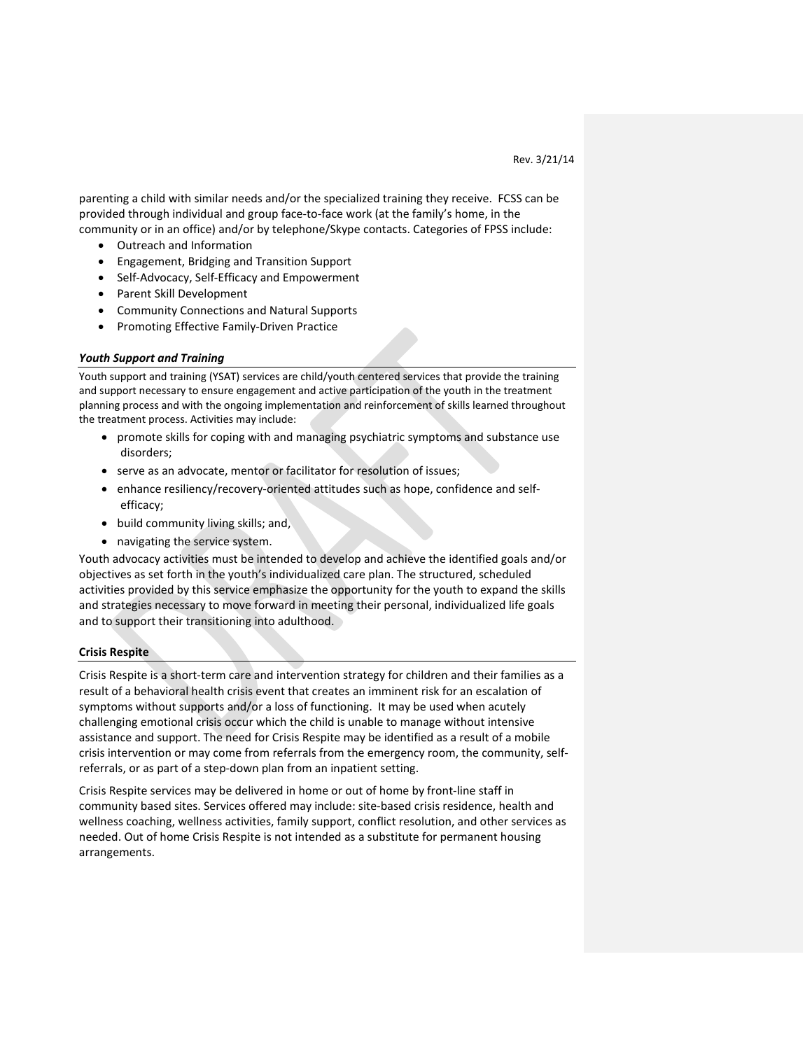parenting a child with similar needs and/or the specialized training they receive. FCSS can be provided through individual and group face-to-face work (at the family's home, in the community or in an office) and/or by telephone/Skype contacts. Categories of FPSS include:

- Outreach and Information
- Engagement, Bridging and Transition Support
- Self-Advocacy, Self-Efficacy and Empowerment
- Parent Skill Development
- Community Connections and Natural Supports
- Promoting Effective Family-Driven Practice

### *Youth Support and Training*

Youth support and training (YSAT) services are child/youth centered services that provide the training and support necessary to ensure engagement and active participation of the youth in the treatment planning process and with the ongoing implementation and reinforcement of skills learned throughout the treatment process. Activities may include:

- promote skills for coping with and managing psychiatric symptoms and substance use disorders;
- serve as an advocate, mentor or facilitator for resolution of issues;
- enhance resiliency/recovery-oriented attitudes such as hope, confidence and self-efficacy;
- build community living skills; and,
- navigating the service system.

Youth advocacy activities must be intended to develop and achieve the identified goals and/or objectives as set forth in the youth's individualized care plan. The structured, scheduled activities provided by this service emphasize the opportunity for the youth to expand the skills and strategies necessary to move forward in meeting their personal, individualized life goals and to support their transitioning into adulthood.

### **Crisis Respite**

Crisis Respite is a short-term care and intervention strategy for children and their families as a result of a behavioral health crisis event that creates an imminent risk for an escalation of symptoms without supports and/or a loss of functioning. It may be used when acutely challenging emotional crisis occur which the child is unable to manage without intensive assistance and support. The need for Crisis Respite may be identified as a result of a mobile crisis intervention or may come from referrals from the emergency room, the community, self-referrals, or as part of a step-down plan from an inpatient setting.

Crisis Respite services may be delivered in home or out of home by front-line staff in community based sites. Services offered may include: site-based crisis residence, health and wellness coaching, wellness activities, family support, conflict resolution, and other services as needed. Out of home Crisis Respite is not intended as a substitute for permanent housing arrangements.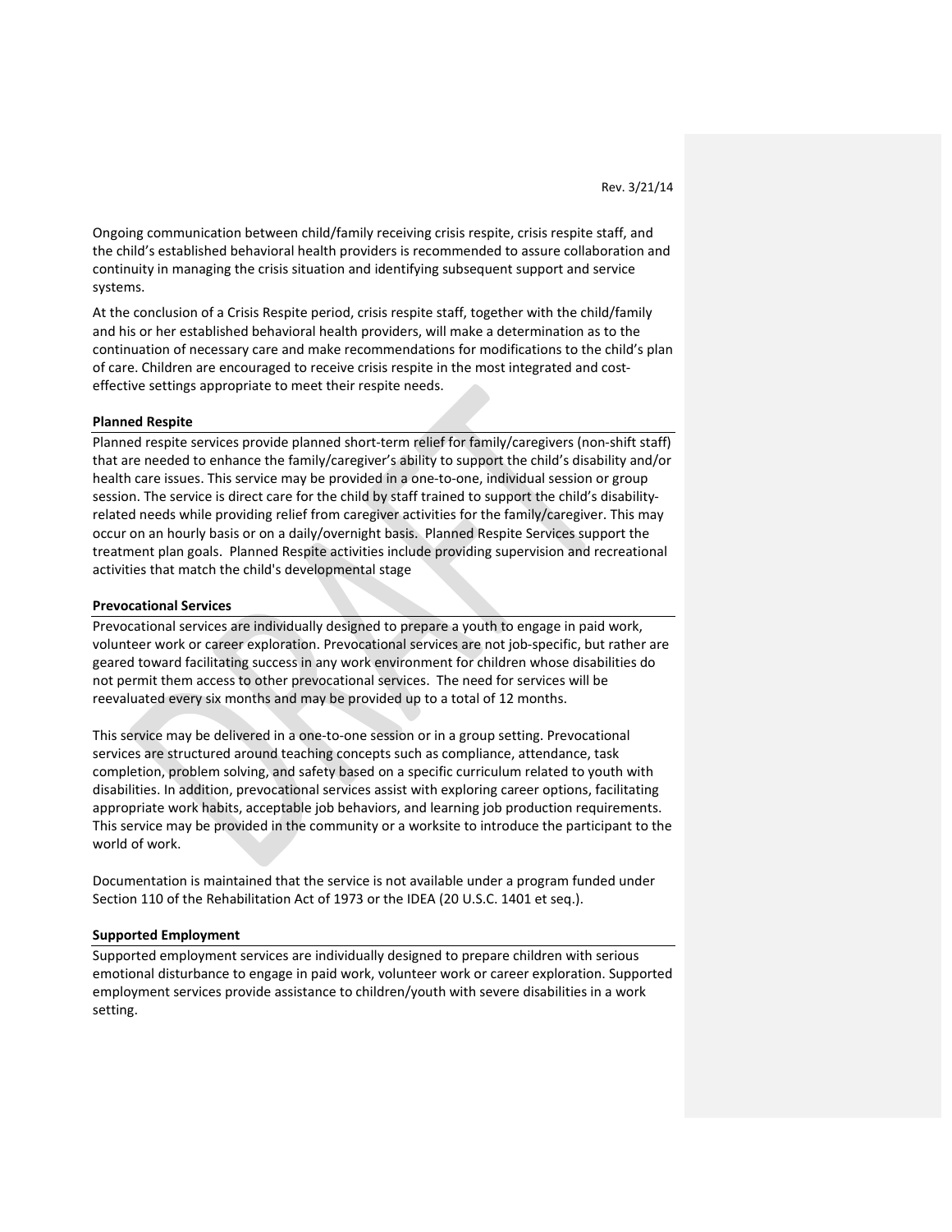Ongoing communication between child/family receiving crisis respite, crisis respite staff, and the child's established behavioral health providers is recommended to assure collaboration and continuity in managing the crisis situation and identifying subsequent support and service systems.

At the conclusion of a Crisis Respite period, crisis respite staff, together with the child/family and his or her established behavioral health providers, will make a determination as to the continuation of necessary care and make recommendations for modifications to the child's plan of care. Children are encouraged to receive crisis respite in the most integrated and cost-effective settings appropriate to meet their respite needs.

**Planned Respite**

Planned respite services provide planned short-term relief for family/caregivers (non-shift staff) that are needed to enhance the family/caregiver's ability to support the child's disability and/or health care issues. This service may be provided in a one-to-one, individual session or group session. The service is direct care for the child by staff trained to support the child's disability-related needs while providing relief from caregiver activities for the family/caregiver. This may occur on an hourly basis or on a daily/overnight basis. Planned Respite Services support the treatment plan goals. Planned Respite activities include providing supervision and recreational activities that match the child's developmental stage

**Prevocational Services**

Prevocational services are individually designed to prepare a youth to engage in paid work, volunteer work or career exploration. Prevocational services are not job-specific, but rather are geared toward facilitating success in any work environment for children whose disabilities do not permit them access to other prevocational services. The need for services will be reevaluated every six months and may be provided up to a total of 12 months.

This service may be delivered in a one-to-one session or in a group setting. Prevocational services are structured around teaching concepts such as compliance, attendance, task completion, problem solving, and safety based on a specific curriculum related to youth with disabilities. In addition, prevocational services assist with exploring career options, facilitating appropriate work habits, acceptable job behaviors, and learning job production requirements. This service may be provided in the community or a worksite to introduce the participant to the world of work.

Documentation is maintained that the service is not available under a program funded under Section 110 of the Rehabilitation Act of 1973 or the IDEA (20 U.S.C. 1401 et seq.).

**Supported Employment**

Supported employment services are individually designed to prepare children with serious emotional disturbance to engage in paid work, volunteer work or career exploration. Supported employment services provide assistance to children/youth with severe disabilities in a work setting.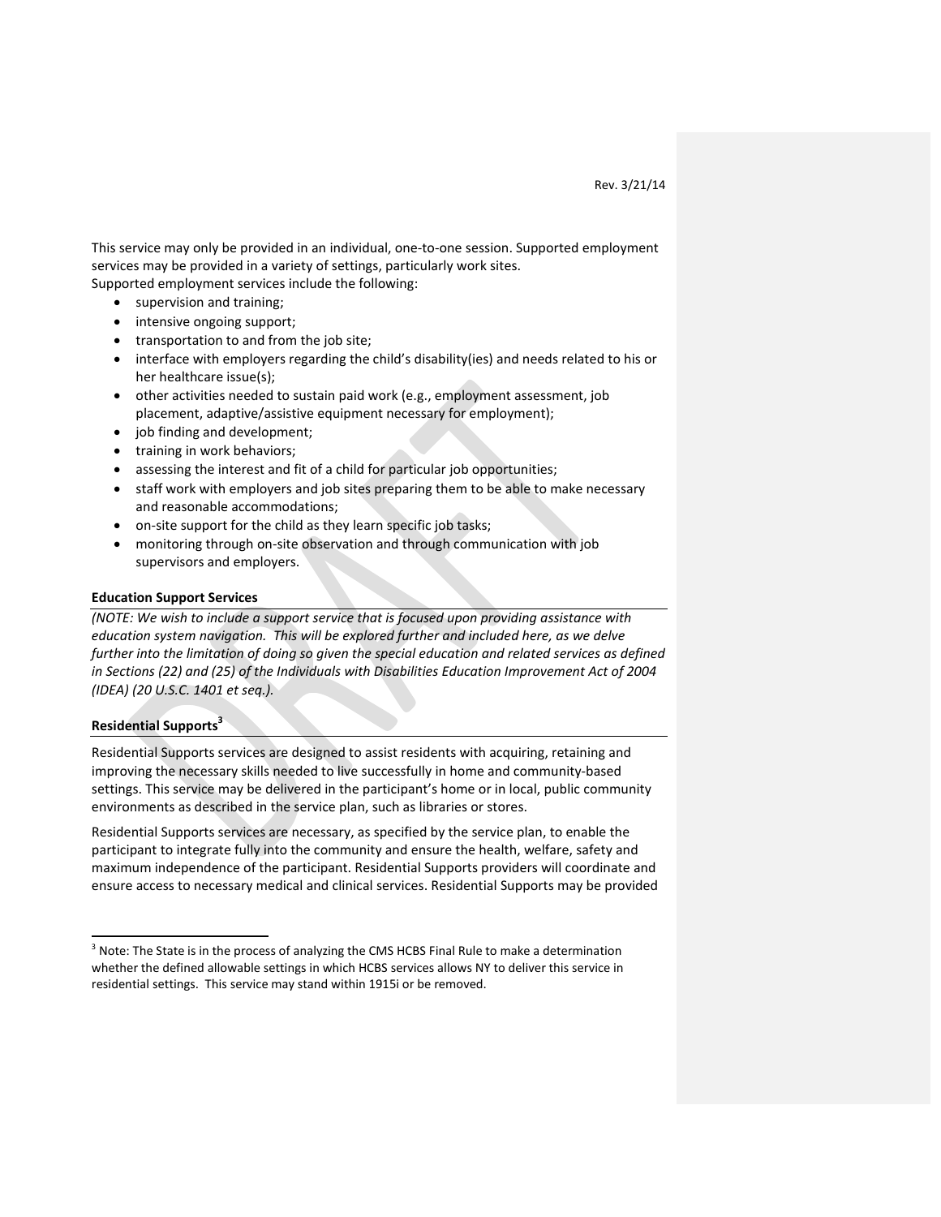This service may only be provided in an individual, one-to-one session. Supported employment services may be provided in a variety of settings, particularly work sites.
Supported employment services include the following:

- supervision and training;
- intensive ongoing support;
- transportation to and from the job site;
- interface with employers regarding the child's disability(ies) and needs related to his or her healthcare issue(s);
- other activities needed to sustain paid work (e.g., employment assessment, job placement, adaptive/assistive equipment necessary for employment);
- job finding and development;
- training in work behaviors;
- assessing the interest and fit of a child for particular job opportunities;
- staff work with employers and job sites preparing them to be able to make necessary and reasonable accommodations;
- on-site support for the child as they learn specific job tasks;
- monitoring through on-site observation and through communication with job supervisors and employers.

**Education Support Services**

*(NOTE: We wish to include a support service that is focused upon providing assistance with education system navigation. This will be explored further and included here, as we delve further into the limitation of doing so given the special education and related services as defined in Sections (22) and (25) of the Individuals with Disabilities Education Improvement Act of 2004 (IDEA) (20 U.S.C. 1401 et seq.).*

**Residential Supports[3]**

Residential Supports services are designed to assist residents with acquiring, retaining and improving the necessary skills needed to live successfully in home and community-based settings. This service may be delivered in the participant's home or in local, public community environments as described in the service plan, such as libraries or stores.

Residential Supports services are necessary, as specified by the service plan, to enable the participant to integrate fully into the community and ensure the health, welfare, safety and maximum independence of the participant. Residential Supports providers will coordinate and ensure access to necessary medical and clinical services. Residential Supports may be provided

[3] Note: The State is in the process of analyzing the CMS HCBS Final Rule to make a determination whether the defined allowable settings in which HCBS services allows NY to deliver this service in residential settings. This service may stand within 1915i or be removed.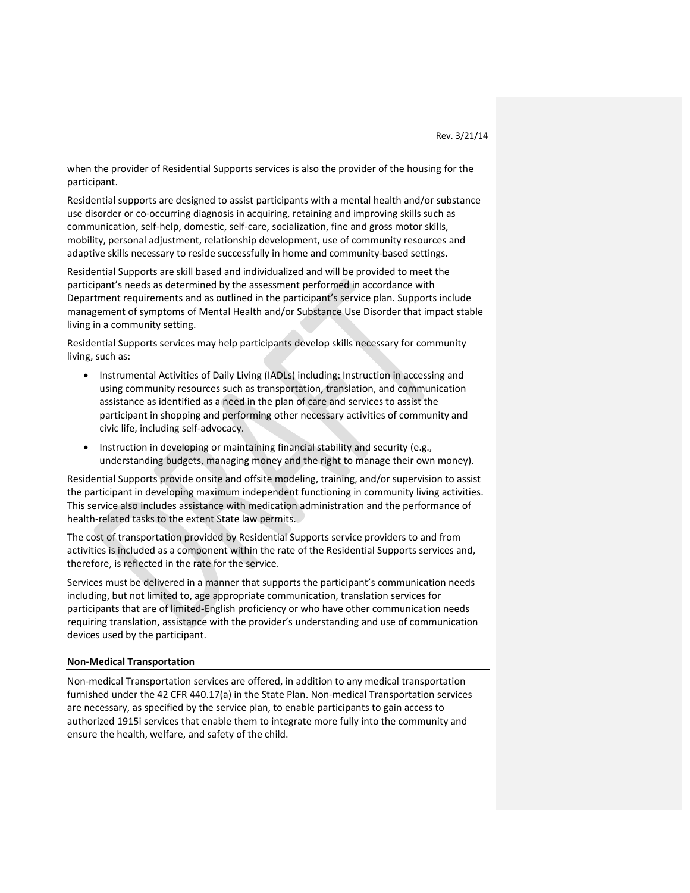when the provider of Residential Supports services is also the provider of the housing for the participant.

Residential supports are designed to assist participants with a mental health and/or substance use disorder or co-occurring diagnosis in acquiring, retaining and improving skills such as communication, self-help, domestic, self-care, socialization, fine and gross motor skills, mobility, personal adjustment, relationship development, use of community resources and adaptive skills necessary to reside successfully in home and community-based settings.

Residential Supports are skill based and individualized and will be provided to meet the participant's needs as determined by the assessment performed in accordance with Department requirements and as outlined in the participant's service plan. Supports include management of symptoms of Mental Health and/or Substance Use Disorder that impact stable living in a community setting.

Residential Supports services may help participants develop skills necessary for community living, such as:

- Instrumental Activities of Daily Living (IADLs) including: Instruction in accessing and using community resources such as transportation, translation, and communication assistance as identified as a need in the plan of care and services to assist the participant in shopping and performing other necessary activities of community and civic life, including self-advocacy.
- Instruction in developing or maintaining financial stability and security (e.g., understanding budgets, managing money and the right to manage their own money).

Residential Supports provide onsite and offsite modeling, training, and/or supervision to assist the participant in developing maximum independent functioning in community living activities. This service also includes assistance with medication administration and the performance of health-related tasks to the extent State law permits.

The cost of transportation provided by Residential Supports service providers to and from activities is included as a component within the rate of the Residential Supports services and, therefore, is reflected in the rate for the service.

Services must be delivered in a manner that supports the participant's communication needs including, but not limited to, age appropriate communication, translation services for participants that are of limited-English proficiency or who have other communication needs requiring translation, assistance with the provider's understanding and use of communication devices used by the participant.

**Non-Medical Transportation**

Non-medical Transportation services are offered, in addition to any medical transportation furnished under the 42 CFR 440.17(a) in the State Plan. Non-medical Transportation services are necessary, as specified by the service plan, to enable participants to gain access to authorized 1915i services that enable them to integrate more fully into the community and ensure the health, welfare, and safety of the child.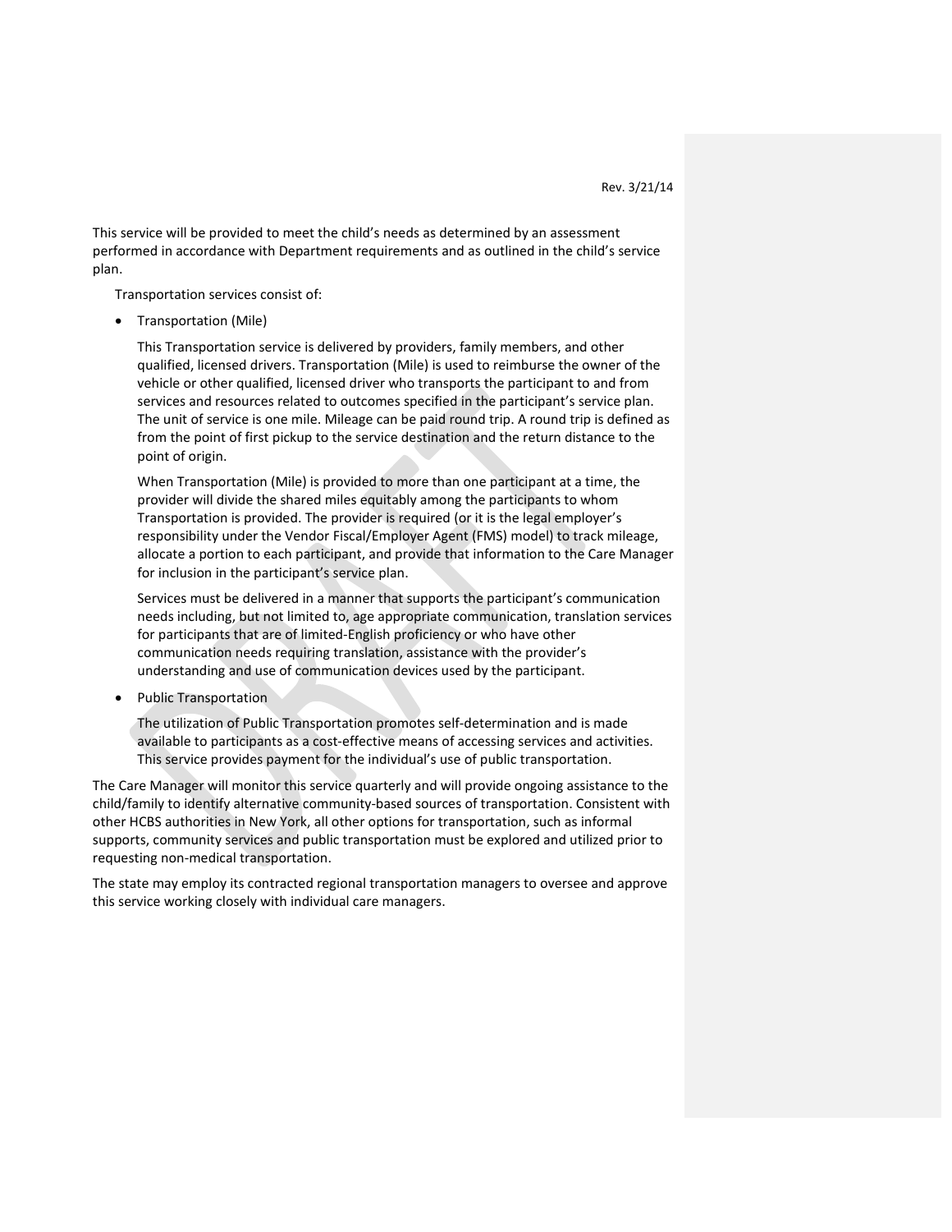This service will be provided to meet the child's needs as determined by an assessment performed in accordance with Department requirements and as outlined in the child's service plan.

Transportation services consist of:

- Transportation (Mile)

  This Transportation service is delivered by providers, family members, and other qualified, licensed drivers. Transportation (Mile) is used to reimburse the owner of the vehicle or other qualified, licensed driver who transports the participant to and from services and resources related to outcomes specified in the participant's service plan. The unit of service is one mile. Mileage can be paid round trip. A round trip is defined as from the point of first pickup to the service destination and the return distance to the point of origin.

  When Transportation (Mile) is provided to more than one participant at a time, the provider will divide the shared miles equitably among the participants to whom Transportation is provided. The provider is required (or it is the legal employer's responsibility under the Vendor Fiscal/Employer Agent (FMS) model) to track mileage, allocate a portion to each participant, and provide that information to the Care Manager for inclusion in the participant's service plan.

  Services must be delivered in a manner that supports the participant's communication needs including, but not limited to, age appropriate communication, translation services for participants that are of limited-English proficiency or who have other communication needs requiring translation, assistance with the provider's understanding and use of communication devices used by the participant.

- Public Transportation

  The utilization of Public Transportation promotes self-determination and is made available to participants as a cost-effective means of accessing services and activities. This service provides payment for the individual's use of public transportation.

The Care Manager will monitor this service quarterly and will provide ongoing assistance to the child/family to identify alternative community-based sources of transportation. Consistent with other HCBS authorities in New York, all other options for transportation, such as informal supports, community services and public transportation must be explored and utilized prior to requesting non-medical transportation.

The state may employ its contracted regional transportation managers to oversee and approve this service working closely with individual care managers.